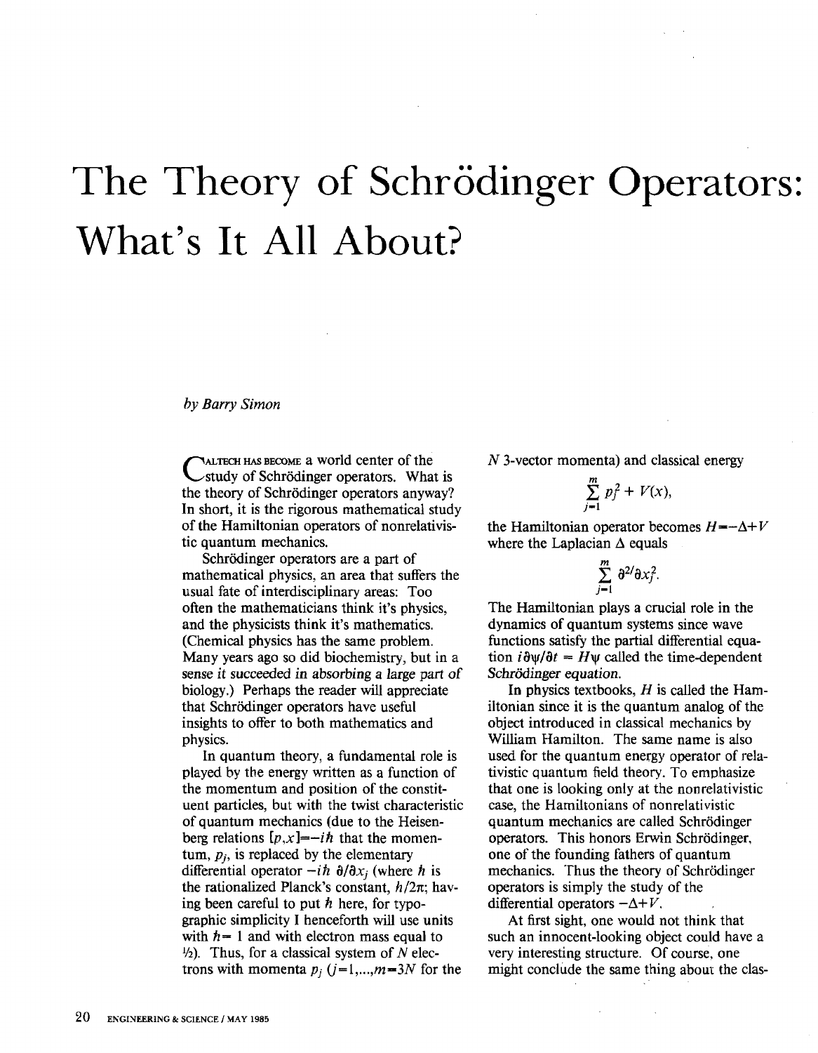# The Theory of Schrödinger Operators: What's It All About?

*by Barry Simon*

CALTECH HAS BECOME a world center of the study of Schrödinger operators. What is the theory of Schrödinger operators anyway? In short, it is the rigorous mathematical study of the Hamiltonian operators of nonrelativistic quantum mechanics.

Schrödinger operators are a part of mathematical physics, an area that suffers the usual fate of interdisciplinary areas: Too often the mathematicians think it's physics, and the physicists think it's mathematics. (Chemical physics has the same problem. Many years ago so did biochemistry, but in a sense it succeeded in absorbing a large part of biology.) Perhaps the reader will appreciate that Schrödinger operators have useful insights to offer to both mathematics and physics.

In quantum theory, a fundamental role is played by the energy written as a function of the momentum and position of the constituent particles, but with the twist characteristic of quantum mechanics (due to the Heisenberg relations $[p,x]=-i\hbar$ that the momentum, $p_j$, is replaced by the elementary differential operator $-i\hbar\ \partial/\partial x_j$ (where $\hbar$ is the rationalized Planck's constant, $h/2\pi$; having been careful to put $\hbar$ here, for typographic simplicity I henceforth will use units with $\hbar=1$ and with electron mass equal to ½). Thus, for a classical system of $N$ electrons with momenta $p_j$ ($j=1,\ldots,m=3N$ for the $N$ 3-vector momenta) and classical energy

$$\sum_{j=1}^{m} p_j^2 + V(x),$$

the Hamiltonian operator becomes $H=-\Delta+V$ where the Laplacian $\Delta$ equals

$$\sum_{j=1}^{m} \partial^2/\partial x_j^2.$$

The Hamiltonian plays a crucial role in the dynamics of quantum systems since wave functions satisfy the partial differential equation $i\partial\psi/\partial t = H\psi$ called the time-dependent *Schrödinger equation.*

In physics textbooks, $H$ is called the Hamiltonian since it is the quantum analog of the object introduced in classical mechanics by William Hamilton. The same name is also used for the quantum energy operator of relativistic quantum field theory. To emphasize that one is looking only at the nonrelativistic case, the Hamiltonians of nonrelativistic quantum mechanics are called Schrödinger operators. This honors Erwin Schrödinger, one of the founding fathers of quantum mechanics. Thus the theory of Schrödinger operators is simply the study of the differential operators $-\Delta+V$.

At first sight, one would not think that such an innocent-looking object could have a very interesting structure. Of course, one might conclude the same thing about the clas-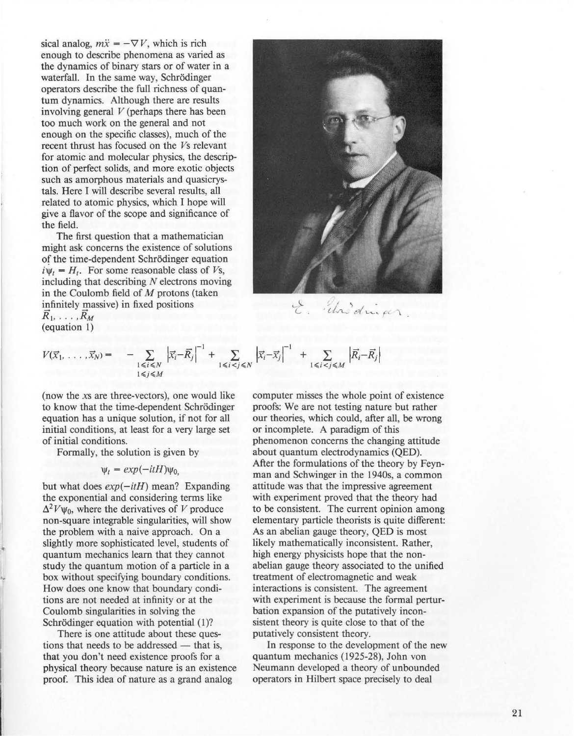sical analog, $m\ddot{x} = -\nabla V$, which is rich enough to describe phenomena as varied as the dynamics of binary stars or of water in a waterfall. In the same way, Schrödinger operators describe the full richness of quantum dynamics. Although there are results involving general $V$ (perhaps there has been too much work on the general and not enough on the specific classes), much of the recent thrust has focused on the $V$s relevant for atomic and molecular physics, the description of perfect solids, and more exotic objects such as amorphous materials and quasicrystals. Here I will describe several results, all related to atomic physics, which I hope will give a flavor of the scope and significance of the field.

The first question that a mathematician might ask concerns the existence of solutions of the time-dependent Schrödinger equation $i\psi_t = H_t$. For some reasonable class of $V$s, including that describing $N$ electrons moving in the Coulomb field of $M$ protons (taken infinitely massive) in fixed positions $\vec{R}_1, \ldots, \vec{R}_M$ (equation 1)

$$V(\vec{x}_1, \ldots, \vec{x}_N) = -\sum_{\substack{1 \leqslant i \leqslant N \\ 1 \leqslant j \leqslant M}} \left|\vec{x}_i - \vec{R}_j\right|^{-1} + \sum_{1 \leqslant i < j \leqslant N} \left|\vec{x}_i - \vec{x}_j\right|^{-1} + \sum_{1 \leqslant i < j \leqslant M} \left|\vec{R}_i - \vec{R}_j\right|$$

(now the $x$s are three-vectors), one would like to know that the time-dependent Schrödinger equation has a unique solution, if not for all initial conditions, at least for a very large set of initial conditions.

Formally, the solution is given by

$$\psi_t = exp(-itH)\psi_0,$$

but what does $exp(-itH)$ mean? Expanding the exponential and considering terms like $\Delta^2 V\psi_0$, where the derivatives of $V$ produce non-square integrable singularities, will show the problem with a naive approach. On a slightly more sophisticated level, students of quantum mechanics learn that they cannot study the quantum motion of a particle in a box without specifying boundary conditions. How does one know that boundary conditions are not needed at infinity or at the Coulomb singularities in solving the Schrödinger equation with potential (1)?

There is one attitude about these questions that needs to be addressed — that is, that you don't need existence proofs for a physical theory because nature is an existence proof. This idea of nature as a grand analog computer misses the whole point of existence proofs: We are not testing nature but rather our theories, which could, after all, be wrong or incomplete. A paradigm of this phenomenon concerns the changing attitude about quantum electrodynamics (QED). After the formulations of the theory by Feynman and Schwinger in the 1940s, a common attitude was that the impressive agreement with experiment proved that the theory had to be consistent. The current opinion among elementary particle theorists is quite different: As an abelian gauge theory, QED is most likely mathematically inconsistent. Rather, high energy physicists hope that the non-abelian gauge theory associated to the unified treatment of electromagnetic and weak interactions is consistent. The agreement with experiment is because the formal perturbation expansion of the putatively inconsistent theory is quite close to that of the putatively consistent theory.

In response to the development of the new quantum mechanics (1925-28), John von Neumann developed a theory of unbounded operators in Hilbert space precisely to deal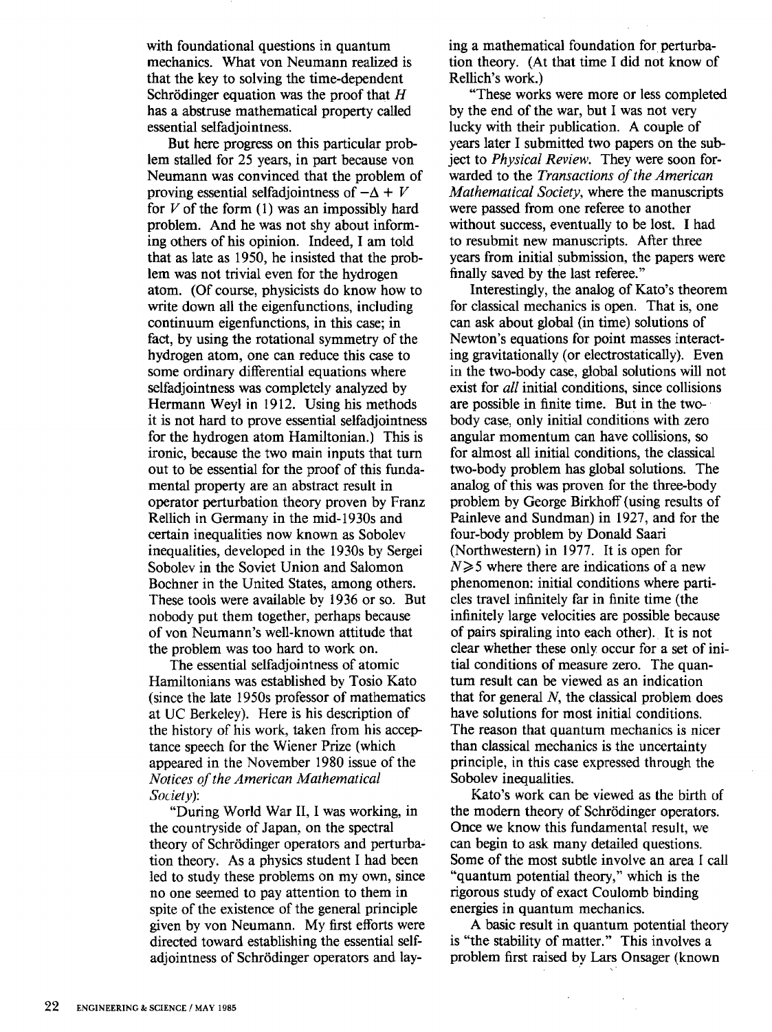with foundational questions in quantum mechanics. What von Neumann realized is that the key to solving the time-dependent Schrödinger equation was the proof that $H$ has a abstruse mathematical property called essential selfadjointness.

But here progress on this particular problem stalled for 25 years, in part because von Neumann was convinced that the problem of proving essential selfadjointness of $-\Delta + V$ for $V$ of the form (1) was an impossibly hard problem. And he was not shy about informing others of his opinion. Indeed, I am told that as late as 1950, he insisted that the problem was not trivial even for the hydrogen atom. (Of course, physicists do know how to write down all the eigenfunctions, including continuum eigenfunctions, in this case; in fact, by using the rotational symmetry of the hydrogen atom, one can reduce this case to some ordinary differential equations where selfadjointness was completely analyzed by Hermann Weyl in 1912. Using his methods it is not hard to prove essential selfadjointness for the hydrogen atom Hamiltonian.) This is ironic, because the two main inputs that turn out to be essential for the proof of this fundamental property are an abstract result in operator perturbation theory proven by Franz Rellich in Germany in the mid-1930s and certain inequalities now known as Sobolev inequalities, developed in the 1930s by Sergei Sobolev in the Soviet Union and Salomon Bochner in the United States, among others. These tools were available by 1936 or so. But nobody put them together, perhaps because of von Neumann's well-known attitude that the problem was too hard to work on.

The essential selfadjointness of atomic Hamiltonians was established by Tosio Kato (since the late 1950s professor of mathematics at UC Berkeley). Here is his description of the history of his work, taken from his acceptance speech for the Wiener Prize (which appeared in the November 1980 issue of the *Notices of the American Mathematical Society*):

"During World War II, I was working, in the countryside of Japan, on the spectral theory of Schrödinger operators and perturbation theory. As a physics student I had been led to study these problems on my own, since no one seemed to pay attention to them in spite of the existence of the general principle given by von Neumann. My first efforts were directed toward establishing the essential selfadjointness of Schrödinger operators and laying a mathematical foundation for perturbation theory. (At that time I did not know of Rellich's work.)

"These works were more or less completed by the end of the war, but I was not very lucky with their publication. A couple of years later I submitted two papers on the subject to *Physical Review*. They were soon forwarded to the *Transactions of the American Mathematical Society*, where the manuscripts were passed from one referee to another without success, eventually to be lost. I had to resubmit new manuscripts. After three years from initial submission, the papers were finally saved by the last referee."

Interestingly, the analog of Kato's theorem for classical mechanics is open. That is, one can ask about global (in time) solutions of Newton's equations for point masses interacting gravitationally (or electrostatically). Even in the two-body case, global solutions will not exist for *all* initial conditions, since collisions are possible in finite time. But in the two-body case, only initial conditions with zero angular momentum can have collisions, so for almost all initial conditions, the classical two-body problem has global solutions. The analog of this was proven for the three-body problem by George Birkhoff (using results of Painleve and Sundman) in 1927, and for the four-body problem by Donald Saari (Northwestern) in 1977. It is open for $N \geq 5$ where there are indications of a new phenomenon: initial conditions where particles travel infinitely far in finite time (the infinitely large velocities are possible because of pairs spiraling into each other). It is not clear whether these only occur for a set of initial conditions of measure zero. The quantum result can be viewed as an indication that for general $N$, the classical problem does have solutions for most initial conditions. The reason that quantum mechanics is nicer than classical mechanics is the uncertainty principle, in this case expressed through the Sobolev inequalities.

Kato's work can be viewed as the birth of the modern theory of Schrödinger operators. Once we know this fundamental result, we can begin to ask many detailed questions. Some of the most subtle involve an area I call "quantum potential theory," which is the rigorous study of exact Coulomb binding energies in quantum mechanics.

A basic result in quantum potential theory is "the stability of matter." This involves a problem first raised by Lars Onsager (known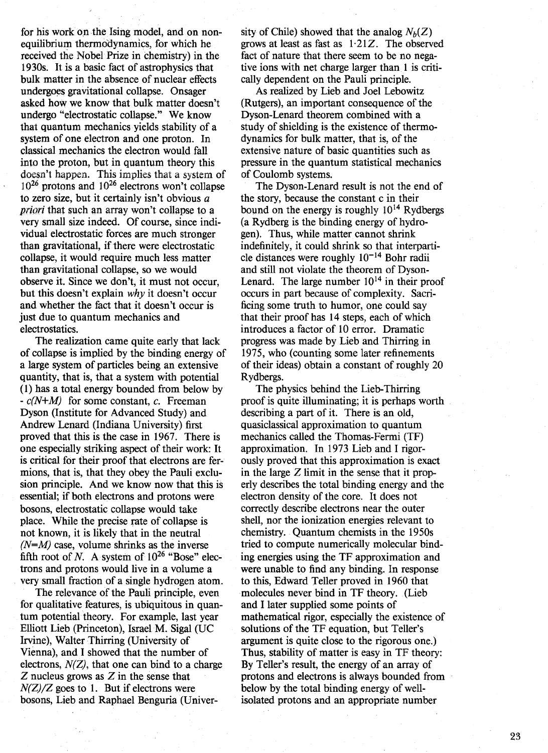for his work on the Ising model, and on non-equilibrium thermodynamics, for which he received the Nobel Prize in chemistry) in the 1930s. It is a basic fact of astrophysics that bulk matter in the absence of nuclear effects undergoes gravitational collapse. Onsager asked how we know that bulk matter doesn't undergo "electrostatic collapse." We know that quantum mechanics yields stability of a system of one electron and one proton. In classical mechanics the electron would fall into the proton, but in quantum theory this doesn't happen. This implies that a system of $10^{26}$ protons and $10^{26}$ electrons won't collapse to zero size, but it certainly isn't obvious *a priori* that such an array won't collapse to a very small size indeed. Of course, since individual electrostatic forces are much stronger than gravitational, if there were electrostatic collapse, it would require much less matter than gravitational collapse, so we would observe it. Since we don't, it must not occur, but this doesn't explain *why* it doesn't occur and whether the fact that it doesn't occur is just due to quantum mechanics and electrostatics.

The realization came quite early that lack of collapse is implied by the binding energy of a large system of particles being an extensive quantity, that is, that a system with potential (1) has a total energy bounded from below by $-c(N+M)$ for some constant, $c$. Freeman Dyson (Institute for Advanced Study) and Andrew Lenard (Indiana University) first proved that this is the case in 1967. There is one especially striking aspect of their work: It is critical for their proof that electrons are fermions, that is, that they obey the Pauli exclusion principle. And we know now that this is essential; if both electrons and protons were bosons, electrostatic collapse would take place. While the precise rate of collapse is not known, it is likely that in the neutral $(N=M)$ case, volume shrinks as the inverse fifth root of $N$. A system of $10^{26}$ "Bose" electrons and protons would live in a volume a very small fraction of a single hydrogen atom.

The relevance of the Pauli principle, even for qualitative features, is ubiquitous in quantum potential theory. For example, last year Elliott Lieb (Princeton), Israel M. Sigal (UC Irvine), Walter Thirring (University of Vienna), and I showed that the number of electrons, $N(Z)$, that one can bind to a charge $Z$ nucleus grows as $Z$ in the sense that $N(Z)/Z$ goes to 1. But if electrons were bosons, Lieb and Raphael Benguria (University of Chile) showed that the analog $N_b(Z)$ grows at least as fast as $1{\cdot}21Z$. The observed fact of nature that there seem to be no negative ions with net charge larger than 1 is critically dependent on the Pauli principle.

As realized by Lieb and Joel Lebowitz (Rutgers), an important consequence of the Dyson-Lenard theorem combined with a study of shielding is the existence of thermodynamics for bulk matter, that is, of the extensive nature of basic quantities such as pressure in the quantum statistical mechanics of Coulomb systems.

The Dyson-Lenard result is not the end of the story, because the constant c in their bound on the energy is roughly $10^{14}$ Rydbergs (a Rydberg is the binding energy of hydrogen). Thus, while matter cannot shrink indefinitely, it could shrink so that interparticle distances were roughly $10^{-14}$ Bohr radii and still not violate the theorem of Dyson-Lenard. The large number $10^{14}$ in their proof occurs in part because of complexity. Sacrificing some truth to humor, one could say that their proof has 14 steps, each of which introduces a factor of 10 error. Dramatic progress was made by Lieb and Thirring in 1975, who (counting some later refinements of their ideas) obtain a constant of roughly 20 Rydbergs.

The physics behind the Lieb-Thirring proof is quite illuminating; it is perhaps worth describing a part of it. There is an old, quasiclassical approximation to quantum mechanics called the Thomas-Fermi (TF) approximation. In 1973 Lieb and I rigorously proved that this approximation is exact in the large $Z$ limit in the sense that it properly describes the total binding energy and the electron density of the core. It does not correctly describe electrons near the outer shell, nor the ionization energies relevant to chemistry. Quantum chemists in the 1950s tried to compute numerically molecular binding energies using the TF approximation and were unable to find any binding. In response to this, Edward Teller proved in 1960 that molecules never bind in TF theory. (Lieb and I later supplied some points of mathematical rigor, especially the existence of solutions of the TF equation, but Teller's argument is quite close to the rigorous one.) Thus, stability of matter is easy in TF theory: By Teller's result, the energy of an array of protons and electrons is always bounded from below by the total binding energy of well-isolated protons and an appropriate number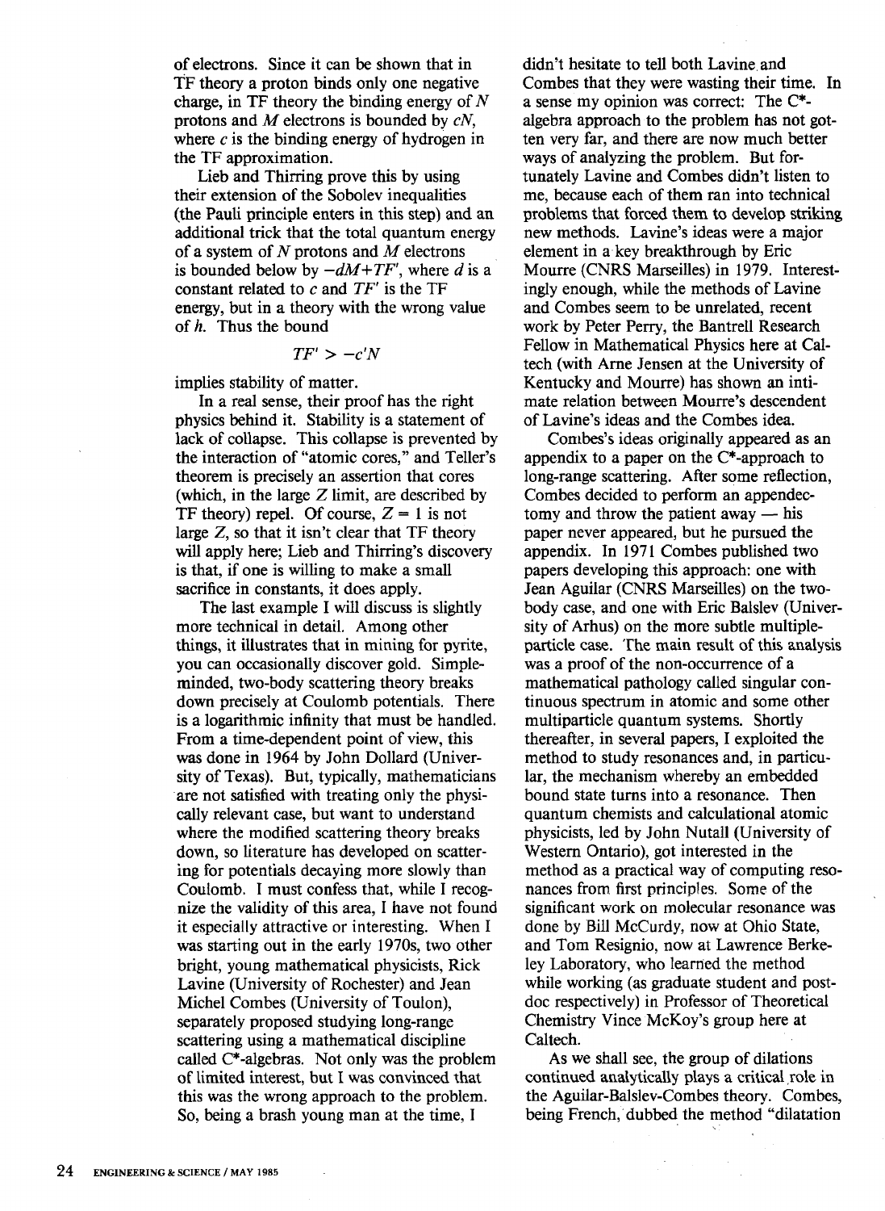of electrons. Since it can be shown that in TF theory a proton binds only one negative charge, in TF theory the binding energy of $N$ protons and $M$ electrons is bounded by $cN$, where $c$ is the binding energy of hydrogen in the TF approximation.

Lieb and Thirring prove this by using their extension of the Sobolev inequalities (the Pauli principle enters in this step) and an additional trick that the total quantum energy of a system of $N$ protons and $M$ electrons is bounded below by $-dM+TF'$, where $d$ is a constant related to $c$ and $TF'$ is the TF energy, but in a theory with the wrong value of $h$. Thus the bound

$$TF' > -c'N$$

implies stability of matter.

In a real sense, their proof has the right physics behind it. Stability is a statement of lack of collapse. This collapse is prevented by the interaction of "atomic cores," and Teller's theorem is precisely an assertion that cores (which, in the large $Z$ limit, are described by TF theory) repel. Of course, $Z = 1$ is not large $Z$, so that it isn't clear that TF theory will apply here; Lieb and Thirring's discovery is that, if one is willing to make a small sacrifice in constants, it does apply.

The last example I will discuss is slightly more technical in detail. Among other things, it illustrates that in mining for pyrite, you can occasionally discover gold. Simple-minded, two-body scattering theory breaks down precisely at Coulomb potentials. There is a logarithmic infinity that must be handled. From a time-dependent point of view, this was done in 1964 by John Dollard (University of Texas). But, typically, mathematicians are not satisfied with treating only the physically relevant case, but want to understand where the modified scattering theory breaks down, so literature has developed on scattering for potentials decaying more slowly than Coulomb. I must confess that, while I recognize the validity of this area, I have not found it especially attractive or interesting. When I was starting out in the early 1970s, two other bright, young mathematical physicists, Rick Lavine (University of Rochester) and Jean Michel Combes (University of Toulon), separately proposed studying long-range scattering using a mathematical discipline called C*-algebras. Not only was the problem of limited interest, but I was convinced that this was the wrong approach to the problem. So, being a brash young man at the time, I didn't hesitate to tell both Lavine and Combes that they were wasting their time. In a sense my opinion was correct: The C*-algebra approach to the problem has not gotten very far, and there are now much better ways of analyzing the problem. But fortunately Lavine and Combes didn't listen to me, because each of them ran into technical problems that forced them to develop striking new methods. Lavine's ideas were a major element in a key breakthrough by Eric Mourre (CNRS Marseilles) in 1979. Interestingly enough, while the methods of Lavine and Combes seem to be unrelated, recent work by Peter Perry, the Bantrell Research Fellow in Mathematical Physics here at Caltech (with Arne Jensen at the University of Kentucky and Mourre) has shown an intimate relation between Mourre's descendent of Lavine's ideas and the Combes idea.

Combes's ideas originally appeared as an appendix to a paper on the C*-approach to long-range scattering. After some reflection, Combes decided to perform an appendectomy and throw the patient away — his paper never appeared, but he pursued the appendix. In 1971 Combes published two papers developing this approach: one with Jean Aguilar (CNRS Marseilles) on the two-body case, and one with Eric Balslev (University of Arhus) on the more subtle multiple-particle case. The main result of this analysis was a proof of the non-occurrence of a mathematical pathology called singular continuous spectrum in atomic and some other multiparticle quantum systems. Shortly thereafter, in several papers, I exploited the method to study resonances and, in particular, the mechanism whereby an embedded bound state turns into a resonance. Then quantum chemists and calculational atomic physicists, led by John Nutall (University of Western Ontario), got interested in the method as a practical way of computing resonances from first principles. Some of the significant work on molecular resonance was done by Bill McCurdy, now at Ohio State, and Tom Resignio, now at Lawrence Berkeley Laboratory, who learned the method while working (as graduate student and postdoc respectively) in Professor of Theoretical Chemistry Vince McKoy's group here at Caltech.

As we shall see, the group of dilations continued analytically plays a critical role in the Aguilar-Balslev-Combes theory. Combes, being French, dubbed the method "dilatation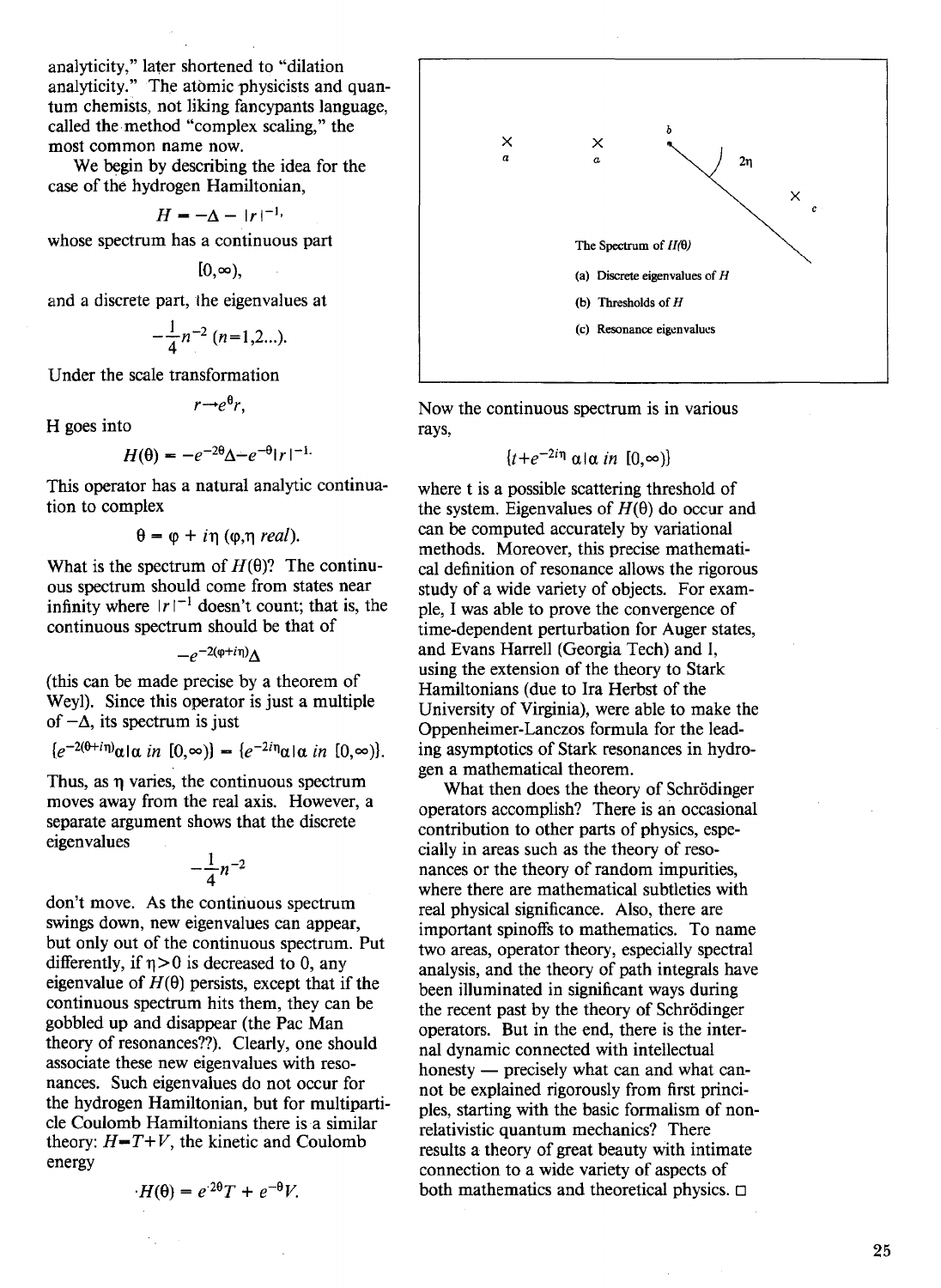analyticity," later shortened to "dilation analyticity." The atomic physicists and quantum chemists, not liking fancypants language, called the method "complex scaling," the most common name now.

We begin by describing the idea for the case of the hydrogen Hamiltonian,

$$H = -\Delta - |r|^{-1},$$

whose spectrum has a continuous part

$$[0,\infty),$$

and a discrete part, the eigenvalues at

$$-\frac{1}{4}n^{-2}\ (n=1,2...).$$

Under the scale transformation

$$r \to e^{\theta} r,$$

H goes into

$$H(\theta) = -e^{-2\theta}\Delta - e^{-\theta}|r|^{-1}.$$

This operator has a natural analytic continuation to complex

$$\theta = \varphi + i\eta\ (\varphi,\eta\ \textit{real}).$$

What is the spectrum of $H(\theta)$? The continuous spectrum should come from states near infinity where $|r|^{-1}$ doesn't count; that is, the continuous spectrum should be that of

$$-e^{-2(\varphi+i\eta)}\Delta$$

(this can be made precise by a theorem of Weyl). Since this operator is just a multiple of $-\Delta$, its spectrum is just

$$\{e^{-2(\theta+i\eta)}\alpha \mid \alpha\ \textit{in}\ [0,\infty)\} = \{e^{-2i\eta}\alpha \mid \alpha\ \textit{in}\ [0,\infty)\}.$$

Thus, as $\eta$ varies, the continuous spectrum moves away from the real axis. However, a separate argument shows that the discrete eigenvalues

$$-\frac{1}{4}n^{-2}$$

don't move. As the continuous spectrum swings down, new eigenvalues can appear, but only out of the continuous spectrum. Put differently, if $\eta > 0$ is decreased to 0, any eigenvalue of $H(\theta)$ persists, except that if the continuous spectrum hits them, they can be gobbled up and disappear (the Pac Man theory of resonances??). Clearly, one should associate these new eigenvalues with resonances. Such eigenvalues do not occur for the hydrogen Hamiltonian, but for multiparticle Coulomb Hamiltonians there is a similar theory: $H = T + V$, the kinetic and Coulomb energy

$$H(\theta) = e^{2\theta}T + e^{-\theta}V.$$

The Spectrum of $H(\theta)$

(a) Discrete eigenvalues of $H$

(b) Thresholds of $H$

(c) Resonance eigenvalues

$2\eta$

Now the continuous spectrum is in various rays,

$$\{t + e^{-2i\eta}\alpha \mid \alpha\ \textit{in}\ [0,\infty)\}$$

where t is a possible scattering threshold of the system. Eigenvalues of $H(\theta)$ do occur and can be computed accurately by variational methods. Moreover, this precise mathematical definition of resonance allows the rigorous study of a wide variety of objects. For example, I was able to prove the convergence of time-dependent perturbation for Auger states, and Evans Harrell (Georgia Tech) and I, using the extension of the theory to Stark Hamiltonians (due to Ira Herbst of the University of Virginia), were able to make the Oppenheimer-Lanczos formula for the leading asymptotics of Stark resonances in hydrogen a mathematical theorem.

What then does the theory of Schrödinger operators accomplish? There is an occasional contribution to other parts of physics, especially in areas such as the theory of resonances or the theory of random impurities, where there are mathematical subtleties with real physical significance. Also, there are important spinoffs to mathematics. To name two areas, operator theory, especially spectral analysis, and the theory of path integrals have been illuminated in significant ways during the recent past by the theory of Schrödinger operators. But in the end, there is the internal dynamic connected with intellectual honesty — precisely what can and what cannot be explained rigorously from first principles, starting with the basic formalism of nonrelativistic quantum mechanics? There results a theory of great beauty with intimate connection to a wide variety of aspects of both mathematics and theoretical physics. □